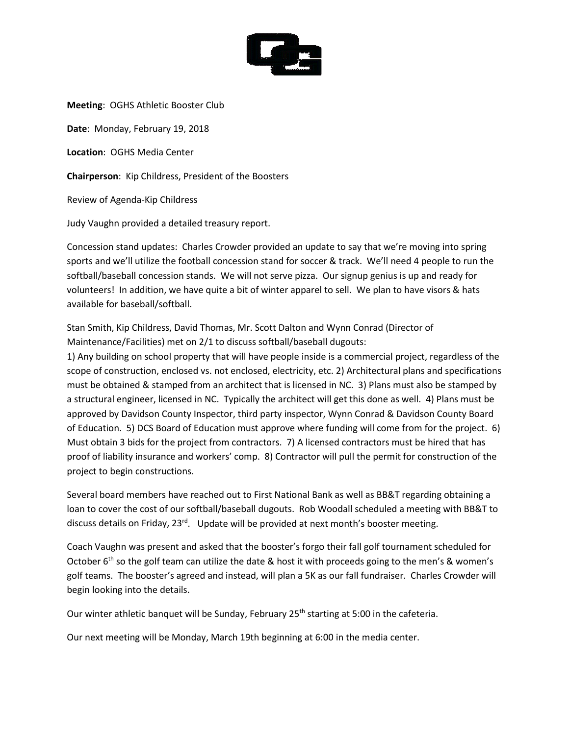**Meeting**: OGHS Athletic Booster Club

**Date**: Monday, February 19, 2018

**Location**: OGHS Media Center

**Chairperson**: Kip Childress, President of the Boosters

Review of Agenda-Kip Childress

Judy Vaughn provided a detailed treasury report.

Concession stand updates: Charles Crowder provided an update to say that we're moving into spring sports and we'll utilize the football concession stand for soccer & track. We'll need 4 people to run the softball/baseball concession stands. We will not serve pizza. Our signup genius is up and ready for volunteers! In addition, we have quite a bit of winter apparel to sell. We plan to have visors & hats available for baseball/softball.

Stan Smith, Kip Childress, David Thomas, Mr. Scott Dalton and Wynn Conrad (Director of Maintenance/Facilities) met on 2/1 to discuss softball/baseball dugouts:
1) Any building on school property that will have people inside is a commercial project, regardless of the scope of construction, enclosed vs. not enclosed, electricity, etc. 2) Architectural plans and specifications must be obtained & stamped from an architect that is licensed in NC. 3) Plans must also be stamped by a structural engineer, licensed in NC. Typically the architect will get this done as well. 4) Plans must be approved by Davidson County Inspector, third party inspector, Wynn Conrad & Davidson County Board of Education. 5) DCS Board of Education must approve where funding will come from for the project. 6) Must obtain 3 bids for the project from contractors. 7) A licensed contractors must be hired that has proof of liability insurance and workers' comp. 8) Contractor will pull the permit for construction of the project to begin constructions.

Several board members have reached out to First National Bank as well as BB&T regarding obtaining a loan to cover the cost of our softball/baseball dugouts. Rob Woodall scheduled a meeting with BB&T to discuss details on Friday, 23rd. Update will be provided at next month's booster meeting.

Coach Vaughn was present and asked that the booster's forgo their fall golf tournament scheduled for October 6th so the golf team can utilize the date & host it with proceeds going to the men's & women's golf teams. The booster's agreed and instead, will plan a 5K as our fall fundraiser. Charles Crowder will begin looking into the details.

Our winter athletic banquet will be Sunday, February 25th starting at 5:00 in the cafeteria.

Our next meeting will be Monday, March 19th beginning at 6:00 in the media center.